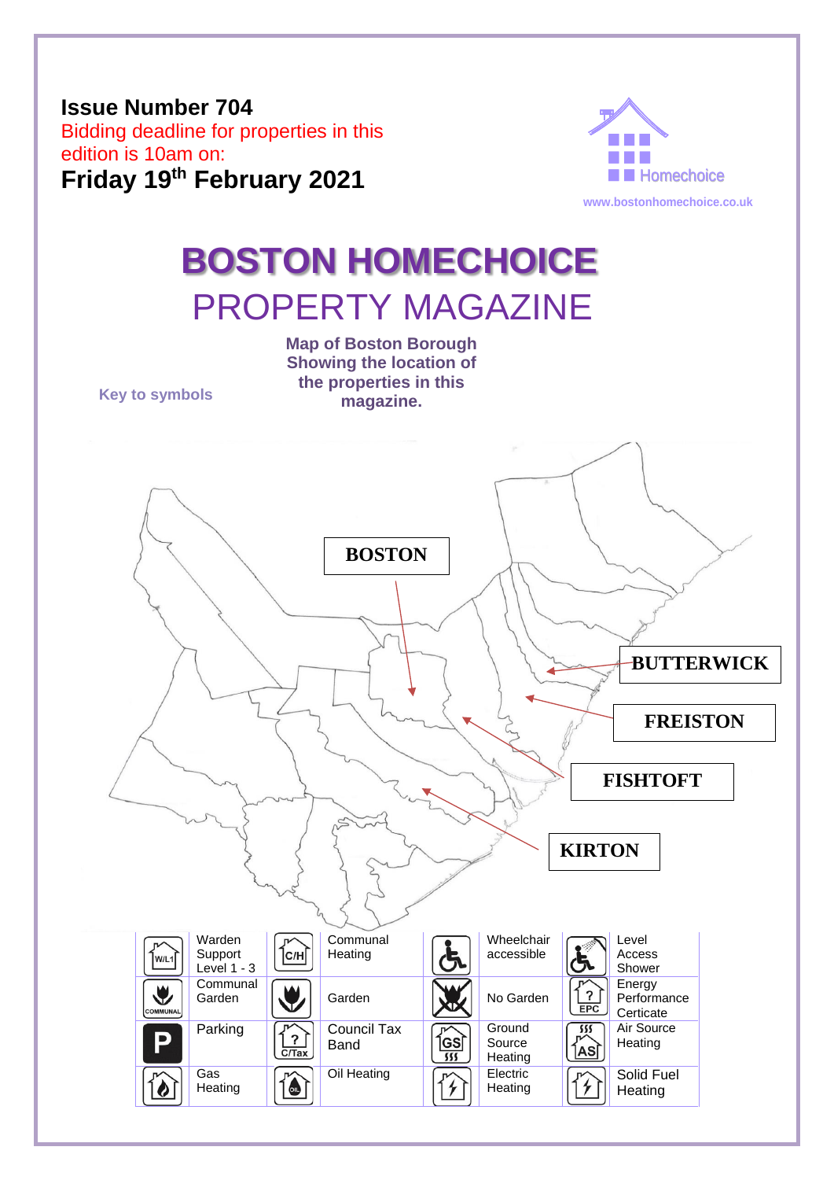**Issue Number 704**

Bidding deadline for properties in this edition is 10am on:

**Friday 19th February 2021**

Homechoice

www.bostonhomechoice.co.uk

# BOSTON HOMECHOICE

## PROPERTY MAGAZINE

**Map of Boston Borough Showing the location of the properties in this magazine.**

BOSTON

BUTTERWICK

FREISTON

FISHTOFT

KIRTON

**Key to symbols**

| Symbol | Meaning | Symbol | Meaning | Symbol | Meaning | Symbol | Meaning |
|---|---|---|---|---|---|---|---|
| W/L1 | Warden Support Level 1 - 3 | C/H | Communal Heating | | Wheelchair accessible | | Level Access Shower |
| COMMUNAL | Communal Garden | | Garden | | No Garden | EPC | Energy Performance Certicate |
| P | Parking | C/Tax | Council Tax Band | GS | Ground Source Heating | AS | Air Source Heating |
| | Gas Heating | Oil | Oil Heating | | Electric Heating | | Solid Fuel Heating |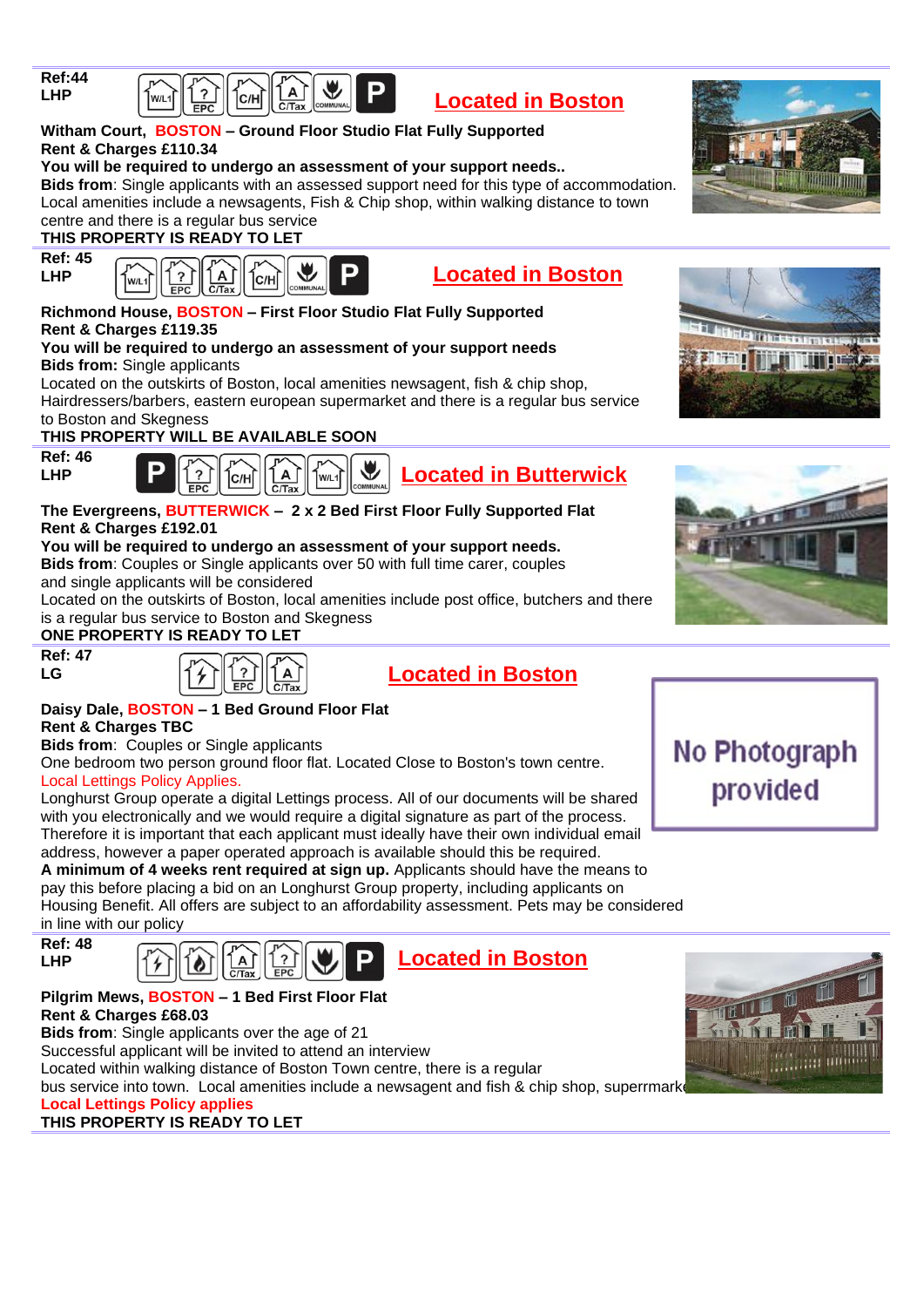**Ref:44**
**LHP**

W/L1 | EPC | C/H | A C/Tax | COMMUNAL | P

## Located in Boston

**Witham Court, BOSTON – Ground Floor Studio Flat Fully Supported**
**Rent & Charges £110.34**
**You will be required to undergo an assessment of your support needs..**
**Bids from**: Single applicants with an assessed support need for this type of accommodation.
Local amenities include a newsagents, Fish & Chip shop, within walking distance to town centre and there is a regular bus service
**THIS PROPERTY IS READY TO LET**

---

**Ref: 45**
**LHP**

W/L1 | EPC | A C/Tax | C/H | COMMUNAL | P

## Located in Boston

**Richmond House, BOSTON – First Floor Studio Flat Fully Supported**
**Rent & Charges £119.35**
**You will be required to undergo an assessment of your support needs**
**Bids from:** Single applicants
Located on the outskirts of Boston, local amenities newsagent, fish & chip shop, Hairdressers/barbers, eastern european supermarket and there is a regular bus service to Boston and Skegness
**THIS PROPERTY WILL BE AVAILABLE SOON**

---

**Ref: 46**
**LHP**

P | EPC | C/H | A C/Tax | W/L1 | COMMUNAL

## Located in Butterwick

**The Evergreens, BUTTERWICK – 2 x 2 Bed First Floor Fully Supported Flat**
**Rent & Charges £192.01**
**You will be required to undergo an assessment of your support needs.**
**Bids from**: Couples or Single applicants over 50 with full time carer, couples and single applicants will be considered
Located on the outskirts of Boston, local amenities include post office, butchers and there is a regular bus service to Boston and Skegness
**ONE PROPERTY IS READY TO LET**

---

**Ref: 47**
**LG**

EPC | A C/Tax

## Located in Boston

No Photograph provided

**Daisy Dale, BOSTON – 1 Bed Ground Floor Flat**
**Rent & Charges TBC**
**Bids from**: Couples or Single applicants
One bedroom two person ground floor flat. Located Close to Boston's town centre.
Local Lettings Policy Applies.
Longhurst Group operate a digital Lettings process. All of our documents will be shared with you electronically and we would require a digital signature as part of the process. Therefore it is important that each applicant must ideally have their own individual email address, however a paper operated approach is available should this be required.
**A minimum of 4 weeks rent required at sign up.** Applicants should have the means to pay this before placing a bid on an Longhurst Group property, including applicants on Housing Benefit. All offers are subject to an affordability assessment. Pets may be considered in line with our policy

---

**Ref: 48**
**LHP**

A C/Tax | EPC | COMMUNAL | P

## Located in Boston

**Pilgrim Mews, BOSTON – 1 Bed First Floor Flat**
**Rent & Charges £68.03**
**Bids from**: Single applicants over the age of 21
Successful applicant will be invited to attend an interview
Located within walking distance of Boston Town centre, there is a regular bus service into town. Local amenities include a newsagent and fish & chip shop, superrmarke
**Local Lettings Policy applies**
**THIS PROPERTY IS READY TO LET**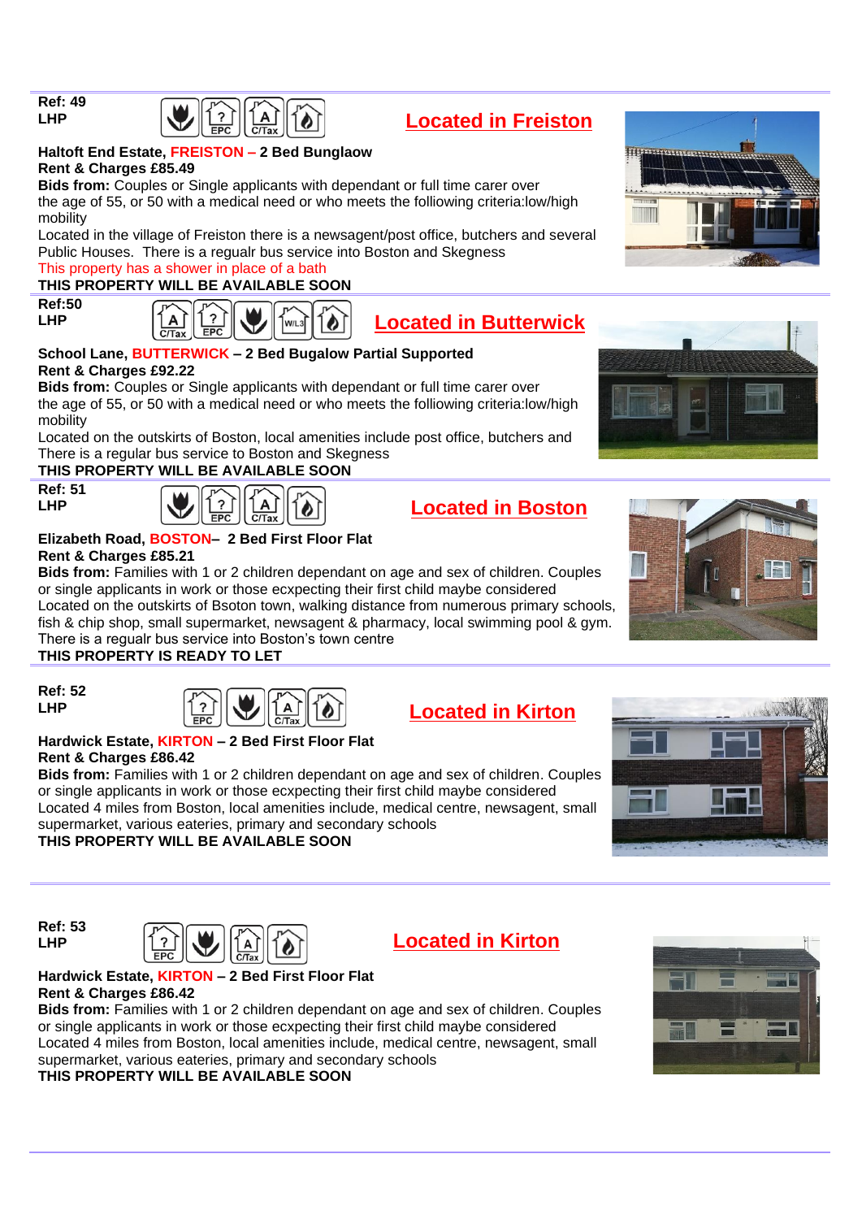**Ref: 49**
**LHP**

## Located in Freiston

**Haltoft End Estate, FREISTON – 2 Bed Bunglaow**
**Rent & Charges £85.49**
**Bids from:** Couples or Single applicants with dependant or full time carer over the age of 55, or 50 with a medical need or who meets the folliowing criteria:low/high mobility
Located in the village of Freiston there is a newsagent/post office, butchers and several Public Houses. There is a regualr bus service into Boston and Skegness
This property has a shower in place of a bath
**THIS PROPERTY WILL BE AVAILABLE SOON**

---

**Ref:50**
**LHP**

## Located in Butterwick

**School Lane, BUTTERWICK – 2 Bed Bugalow Partial Supported**
**Rent & Charges £92.22**
**Bids from:** Couples or Single applicants with dependant or full time carer over the age of 55, or 50 with a medical need or who meets the folliowing criteria:low/high mobility
Located on the outskirts of Boston, local amenities include post office, butchers and There is a regular bus service to Boston and Skegness
**THIS PROPERTY WILL BE AVAILABLE SOON**

---

**Ref: 51**
**LHP**

## Located in Boston

**Elizabeth Road, BOSTON– 2 Bed First Floor Flat**
**Rent & Charges £85.21**
**Bids from:** Families with 1 or 2 children dependant on age and sex of children. Couples or single applicants in work or those ecxpecting their first child maybe considered
Located on the outskirts of Bsoton town, walking distance from numerous primary schools, fish & chip shop, small supermarket, newsagent & pharmacy, local swimming pool & gym. There is a regualr bus service into Boston's town centre
**THIS PROPERTY IS READY TO LET**

---

**Ref: 52**
**LHP**

## Located in Kirton

**Hardwick Estate, KIRTON – 2 Bed First Floor Flat**
**Rent & Charges £86.42**
**Bids from:** Families with 1 or 2 children dependant on age and sex of children. Couples or single applicants in work or those ecxpecting their first child maybe considered
Located 4 miles from Boston, local amenities include, medical centre, newsagent, small supermarket, various eateries, primary and secondary schools
**THIS PROPERTY WILL BE AVAILABLE SOON**

---

**Ref: 53**
**LHP**

## Located in Kirton

**Hardwick Estate, KIRTON – 2 Bed First Floor Flat**
**Rent & Charges £86.42**
**Bids from:** Families with 1 or 2 children dependant on age and sex of children. Couples or single applicants in work or those ecxpecting their first child maybe considered
Located 4 miles from Boston, local amenities include, medical centre, newsagent, small supermarket, various eateries, primary and secondary schools
**THIS PROPERTY WILL BE AVAILABLE SOON**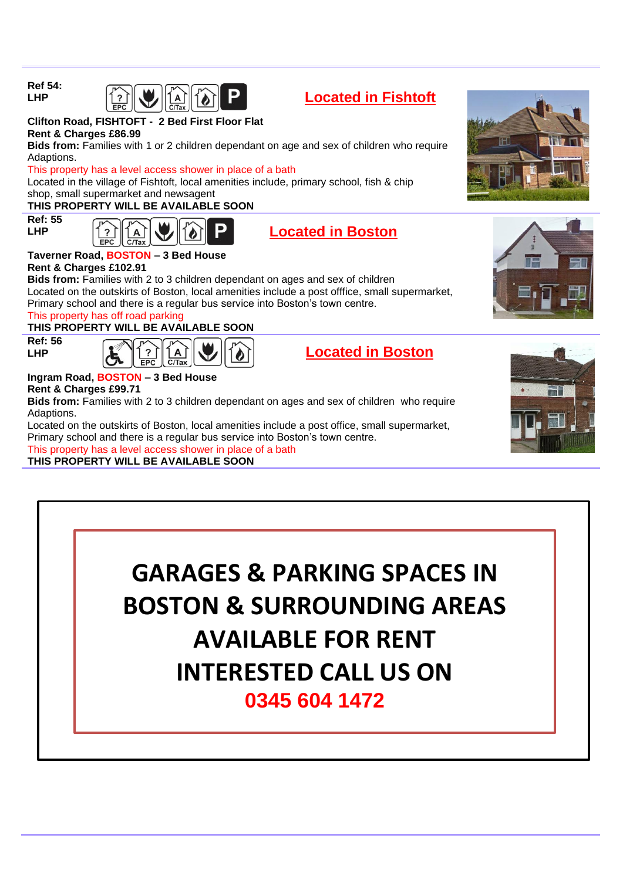**Ref 54:**
**LHP**

## Located in Fishtoft

**Clifton Road, FISHTOFT - 2 Bed First Floor Flat**
**Rent & Charges £86.99**
**Bids from:** Families with 1 or 2 children dependant on age and sex of children who require Adaptions.
This property has a level access shower in place of a bath
Located in the village of Fishtoft, local amenities include, primary school, fish & chip shop, small supermarket and newsagent
**THIS PROPERTY WILL BE AVAILABLE SOON**

---

**Ref: 55**
**LHP**

## Located in Boston

**Taverner Road, BOSTON – 3 Bed House**
**Rent & Charges £102.91**
**Bids from:** Families with 2 to 3 children dependant on ages and sex of children
Located on the outskirts of Boston, local amenities include a post offfice, small supermarket, Primary school and there is a regular bus service into Boston's town centre.
This property has off road parking
**THIS PROPERTY WILL BE AVAILABLE SOON**

---

**Ref: 56**
**LHP**

## Located in Boston

**Ingram Road, BOSTON – 3 Bed House**
**Rent & Charges £99.71**
**Bids from:** Families with 2 to 3 children dependant on ages and sex of children who require Adaptions.
Located on the outskirts of Boston, local amenities include a post office, small supermarket, Primary school and there is a regular bus service into Boston's town centre.
This property has a level access shower in place of a bath
**THIS PROPERTY WILL BE AVAILABLE SOON**

---

# GARAGES & PARKING SPACES IN BOSTON & SURROUNDING AREAS AVAILABLE FOR RENT INTERESTED CALL US ON

**0345 604 1472**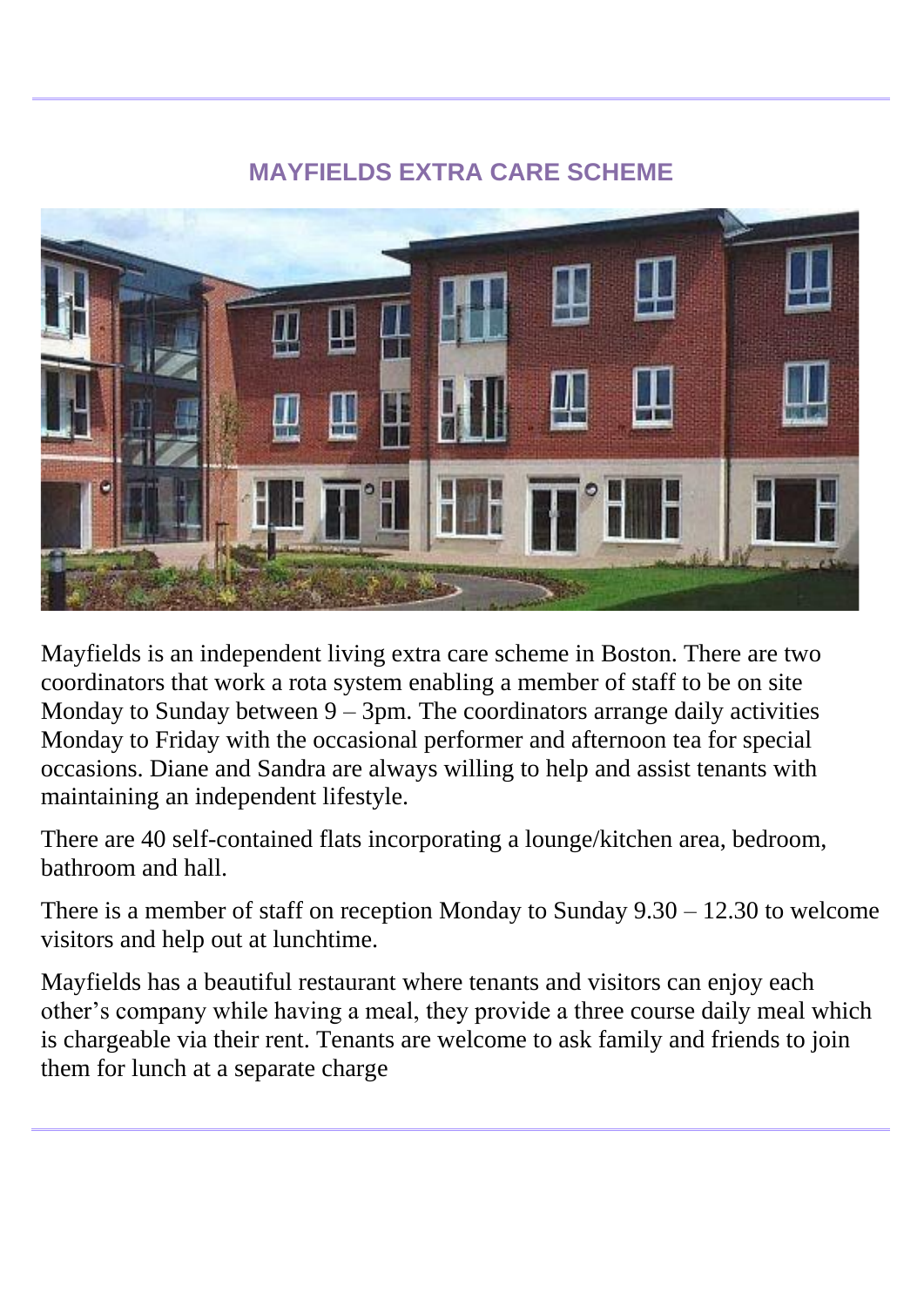## MAYFIELDS EXTRA CARE SCHEME

Mayfields is an independent living extra care scheme in Boston. There are two coordinators that work a rota system enabling a member of staff to be on site Monday to Sunday between 9 – 3pm. The coordinators arrange daily activities Monday to Friday with the occasional performer and afternoon tea for special occasions. Diane and Sandra are always willing to help and assist tenants with maintaining an independent lifestyle.

There are 40 self-contained flats incorporating a lounge/kitchen area, bedroom, bathroom and hall.

There is a member of staff on reception Monday to Sunday 9.30 – 12.30 to welcome visitors and help out at lunchtime.

Mayfields has a beautiful restaurant where tenants and visitors can enjoy each other's company while having a meal, they provide a three course daily meal which is chargeable via their rent. Tenants are welcome to ask family and friends to join them for lunch at a separate charge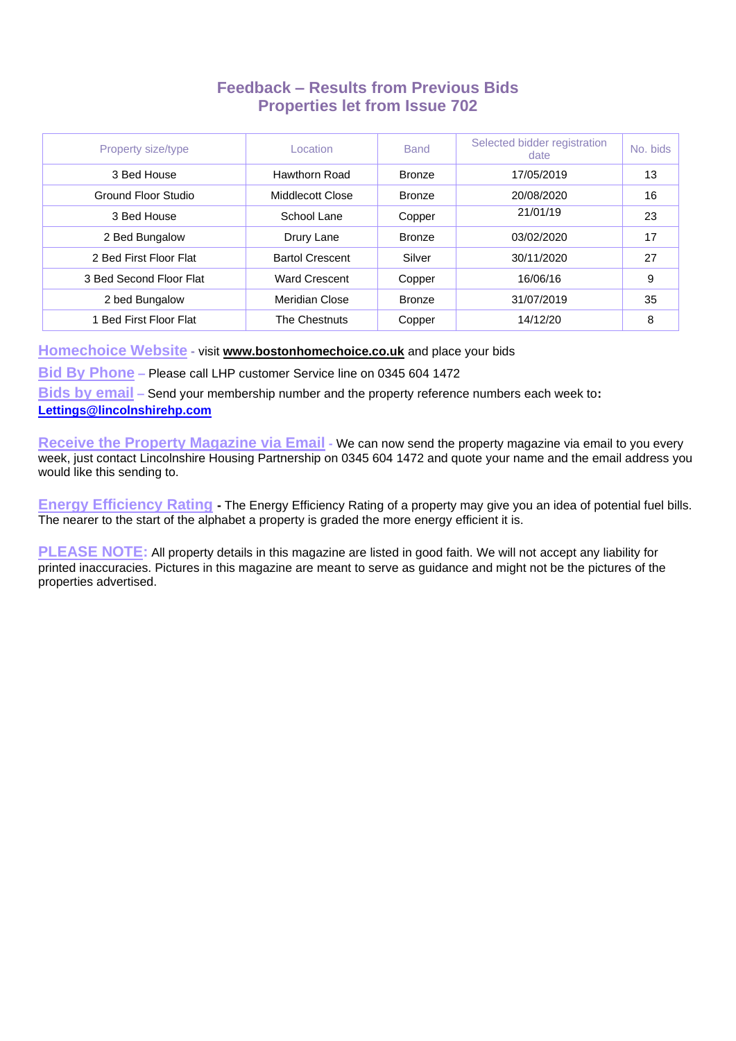## Feedback – Results from Previous Bids
## Properties let from Issue 702

| Property size/type | Location | Band | Selected bidder registration date | No. bids |
|---|---|---|---|---|
| 3 Bed House | Hawthorn Road | Bronze | 17/05/2019 | 13 |
| Ground Floor Studio | Middlecott Close | Bronze | 20/08/2020 | 16 |
| 3 Bed House | School Lane | Copper | 21/01/19 | 23 |
| 2 Bed Bungalow | Drury Lane | Bronze | 03/02/2020 | 17 |
| 2 Bed First Floor Flat | Bartol Crescent | Silver | 30/11/2020 | 27 |
| 3 Bed Second Floor Flat | Ward Crescent | Copper | 16/06/16 | 9 |
| 2 bed Bungalow | Meridian Close | Bronze | 31/07/2019 | 35 |
| 1 Bed First Floor Flat | The Chestnuts | Copper | 14/12/20 | 8 |

**Homechoice Website** - visit **www.bostonhomechoice.co.uk** and place your bids

**Bid By Phone** – Please call LHP customer Service line on 0345 604 1472

**Bids by email** – Send your membership number and the property reference numbers each week to**:** **Lettings@lincolnshirehp.com**

**Receive the Property Magazine via Email** - We can now send the property magazine via email to you every week, just contact Lincolnshire Housing Partnership on 0345 604 1472 and quote your name and the email address you would like this sending to.

**Energy Efficiency Rating** **-** The Energy Efficiency Rating of a property may give you an idea of potential fuel bills. The nearer to the start of the alphabet a property is graded the more energy efficient it is.

**PLEASE NOTE:** All property details in this magazine are listed in good faith. We will not accept any liability for printed inaccuracies. Pictures in this magazine are meant to serve as guidance and might not be the pictures of the properties advertised.